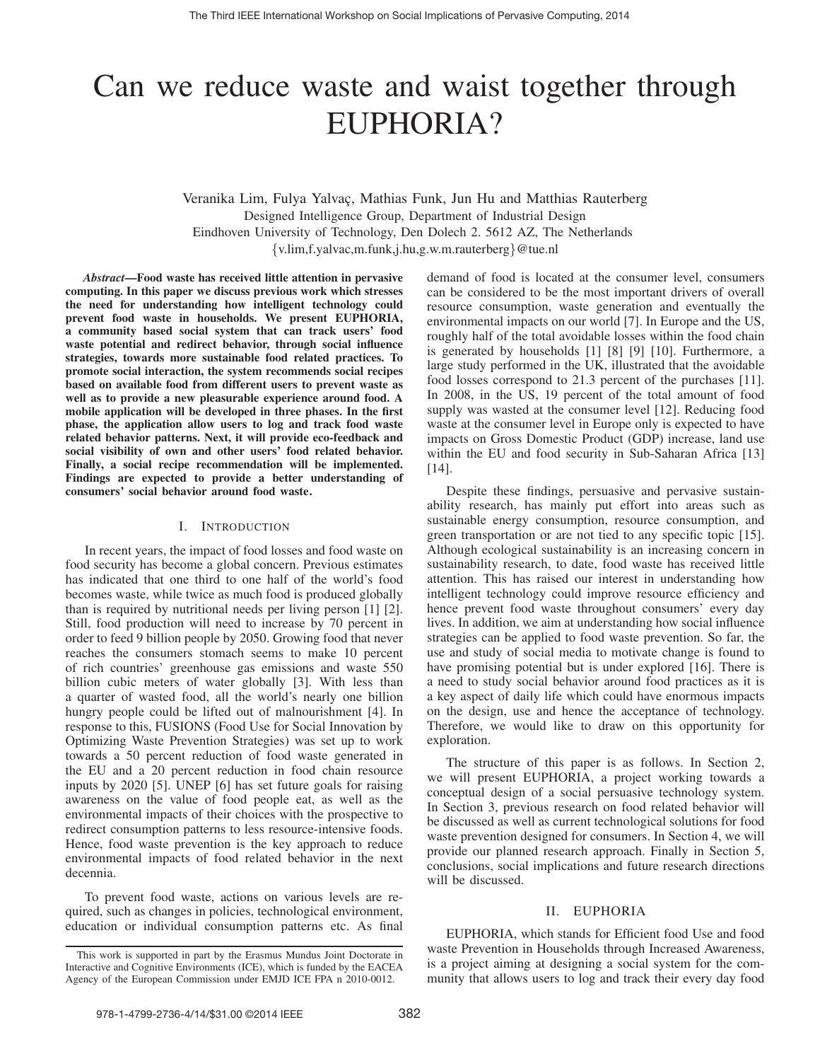# Can we reduce waste and waist together through EUPHORIA?

Veranika Lim, Fulya Yalvaç, Mathias Funk, Jun Hu and Matthias Rauterberg
Designed Intelligence Group, Department of Industrial Design
Eindhoven University of Technology, Den Dolech 2. 5612 AZ, The Netherlands
{v.lim,f.yalvac,m.funk,j.hu,g.w.m.rauterberg}@tue.nl

***Abstract*—Food waste has received little attention in pervasive computing. In this paper we discuss previous work which stresses the need for understanding how intelligent technology could prevent food waste in households. We present EUPHORIA, a community based social system that can track users' food waste potential and redirect behavior, through social influence strategies, towards more sustainable food related practices. To promote social interaction, the system recommends social recipes based on available food from different users to prevent waste as well as to provide a new pleasurable experience around food. A mobile application will be developed in three phases. In the first phase, the application allow users to log and track food waste related behavior patterns. Next, it will provide eco-feedback and social visibility of own and other users' food related behavior. Finally, a social recipe recommendation will be implemented. Findings are expected to provide a better understanding of consumers' social behavior around food waste.**

## I. Introduction

In recent years, the impact of food losses and food waste on food security has become a global concern. Previous estimates has indicated that one third to one half of the world's food becomes waste, while twice as much food is produced globally than is required by nutritional needs per living person [1] [2]. Still, food production will need to increase by 70 percent in order to feed 9 billion people by 2050. Growing food that never reaches the consumers stomach seems to make 10 percent of rich countries' greenhouse gas emissions and waste 550 billion cubic meters of water globally [3]. With less than a quarter of wasted food, all the world's nearly one billion hungry people could be lifted out of malnourishment [4]. In response to this, FUSIONS (Food Use for Social Innovation by Optimizing Waste Prevention Strategies) was set up to work towards a 50 percent reduction of food waste generated in the EU and a 20 percent reduction in food chain resource inputs by 2020 [5]. UNEP [6] has set future goals for raising awareness on the value of food people eat, as well as the environmental impacts of their choices with the prospective to redirect consumption patterns to less resource-intensive foods. Hence, food waste prevention is the key approach to reduce environmental impacts of food related behavior in the next decennia.

To prevent food waste, actions on various levels are required, such as changes in policies, technological environment, education or individual consumption patterns etc. As final demand of food is located at the consumer level, consumers can be considered to be the most important drivers of overall resource consumption, waste generation and eventually the environmental impacts on our world [7]. In Europe and the US, roughly half of the total avoidable losses within the food chain is generated by households [1] [8] [9] [10]. Furthermore, a large study performed in the UK, illustrated that the avoidable food losses correspond to 21.3 percent of the purchases [11]. In 2008, in the US, 19 percent of the total amount of food supply was wasted at the consumer level [12]. Reducing food waste at the consumer level in Europe only is expected to have impacts on Gross Domestic Product (GDP) increase, land use within the EU and food security in Sub-Saharan Africa [13] [14].

Despite these findings, persuasive and pervasive sustainability research, has mainly put effort into areas such as sustainable energy consumption, resource consumption, and green transportation or are not tied to any specific topic [15]. Although ecological sustainability is an increasing concern in sustainability research, to date, food waste has received little attention. This has raised our interest in understanding how intelligent technology could improve resource efficiency and hence prevent food waste throughout consumers' every day lives. In addition, we aim at understanding how social influence strategies can be applied to food waste prevention. So far, the use and study of social media to motivate change is found to have promising potential but is under explored [16]. There is a need to study social behavior around food practices as it is a key aspect of daily life which could have enormous impacts on the design, use and hence the acceptance of technology. Therefore, we would like to draw on this opportunity for exploration.

The structure of this paper is as follows. In Section 2, we will present EUPHORIA, a project working towards a conceptual design of a social persuasive technology system. In Section 3, previous research on food related behavior will be discussed as well as current technological solutions for food waste prevention designed for consumers. In Section 4, we will provide our planned research approach. Finally in Section 5, conclusions, social implications and future research directions will be discussed.

## II. EUPHORIA

EUPHORIA, which stands for Efficient food Use and food waste Prevention in Households through Increased Awareness, is a project aiming at designing a social system for the community that allows users to log and track their every day food

This work is supported in part by the Erasmus Mundus Joint Doctorate in Interactive and Cognitive Environments (ICE), which is funded by the EACEA Agency of the European Commission under EMJD ICE FPA n 2010-0012.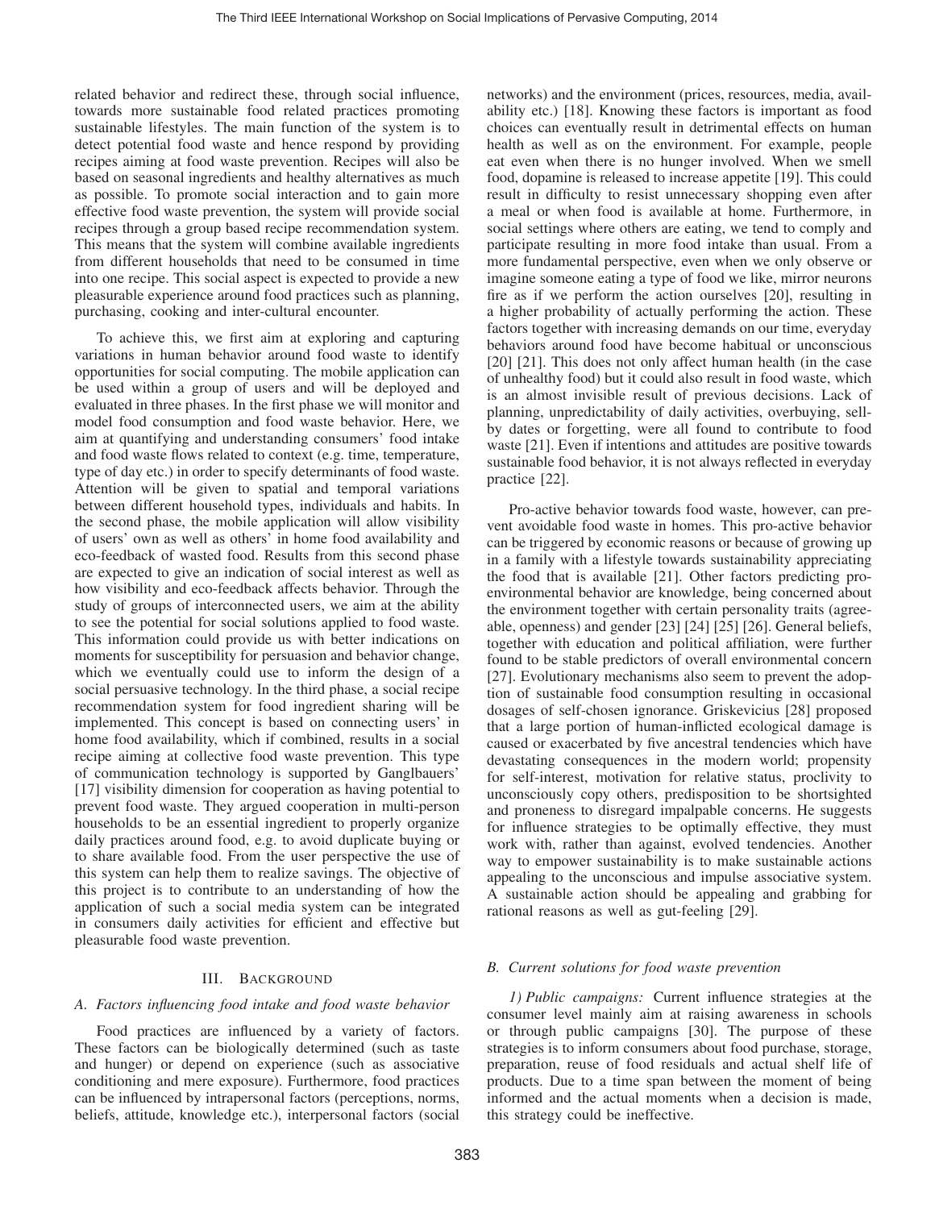related behavior and redirect these, through social influence, towards more sustainable food related practices promoting sustainable lifestyles. The main function of the system is to detect potential food waste and hence respond by providing recipes aiming at food waste prevention. Recipes will also be based on seasonal ingredients and healthy alternatives as much as possible. To promote social interaction and to gain more effective food waste prevention, the system will provide social recipes through a group based recipe recommendation system. This means that the system will combine available ingredients from different households that need to be consumed in time into one recipe. This social aspect is expected to provide a new pleasurable experience around food practices such as planning, purchasing, cooking and inter-cultural encounter.

To achieve this, we first aim at exploring and capturing variations in human behavior around food waste to identify opportunities for social computing. The mobile application can be used within a group of users and will be deployed and evaluated in three phases. In the first phase we will monitor and model food consumption and food waste behavior. Here, we aim at quantifying and understanding consumers' food intake and food waste flows related to context (e.g. time, temperature, type of day etc.) in order to specify determinants of food waste. Attention will be given to spatial and temporal variations between different household types, individuals and habits. In the second phase, the mobile application will allow visibility of users' own as well as others' in home food availability and eco-feedback of wasted food. Results from this second phase are expected to give an indication of social interest as well as how visibility and eco-feedback affects behavior. Through the study of groups of interconnected users, we aim at the ability to see the potential for social solutions applied to food waste. This information could provide us with better indications on moments for susceptibility for persuasion and behavior change, which we eventually could use to inform the design of a social persuasive technology. In the third phase, a social recipe recommendation system for food ingredient sharing will be implemented. This concept is based on connecting users' in home food availability, which if combined, results in a social recipe aiming at collective food waste prevention. This type of communication technology is supported by Ganglbauers' [17] visibility dimension for cooperation as having potential to prevent food waste. They argued cooperation in multi-person households to be an essential ingredient to properly organize daily practices around food, e.g. to avoid duplicate buying or to share available food. From the user perspective the use of this system can help them to realize savings. The objective of this project is to contribute to an understanding of how the application of such a social media system can be integrated in consumers daily activities for efficient and effective but pleasurable food waste prevention.

## III. Background

### A. Factors influencing food intake and food waste behavior

Food practices are influenced by a variety of factors. These factors can be biologically determined (such as taste and hunger) or depend on experience (such as associative conditioning and mere exposure). Furthermore, food practices can be influenced by intrapersonal factors (perceptions, norms, beliefs, attitude, knowledge etc.), interpersonal factors (social networks) and the environment (prices, resources, media, availability etc.) [18]. Knowing these factors is important as food choices can eventually result in detrimental effects on human health as well as on the environment. For example, people eat even when there is no hunger involved. When we smell food, dopamine is released to increase appetite [19]. This could result in difficulty to resist unnecessary shopping even after a meal or when food is available at home. Furthermore, in social settings where others are eating, we tend to comply and participate resulting in more food intake than usual. From a more fundamental perspective, even when we only observe or imagine someone eating a type of food we like, mirror neurons fire as if we perform the action ourselves [20], resulting in a higher probability of actually performing the action. These factors together with increasing demands on our time, everyday behaviors around food have become habitual or unconscious [20] [21]. This does not only affect human health (in the case of unhealthy food) but it could also result in food waste, which is an almost invisible result of previous decisions. Lack of planning, unpredictability of daily activities, overbuying, sell-by dates or forgetting, were all found to contribute to food waste [21]. Even if intentions and attitudes are positive towards sustainable food behavior, it is not always reflected in everyday practice [22].

Pro-active behavior towards food waste, however, can prevent avoidable food waste in homes. This pro-active behavior can be triggered by economic reasons or because of growing up in a family with a lifestyle towards sustainability appreciating the food that is available [21]. Other factors predicting pro-environmental behavior are knowledge, being concerned about the environment together with certain personality traits (agreeable, openness) and gender [23] [24] [25] [26]. General beliefs, together with education and political affiliation, were further found to be stable predictors of overall environmental concern [27]. Evolutionary mechanisms also seem to prevent the adoption of sustainable food consumption resulting in occasional dosages of self-chosen ignorance. Griskevicius [28] proposed that a large portion of human-inflicted ecological damage is caused or exacerbated by five ancestral tendencies which have devastating consequences in the modern world; propensity for self-interest, motivation for relative status, proclivity to unconsciously copy others, predisposition to be shortsighted and proneness to disregard impalpable concerns. He suggests for influence strategies to be optimally effective, they must work with, rather than against, evolved tendencies. Another way to empower sustainability is to make sustainable actions appealing to the unconscious and impulse associative system. A sustainable action should be appealing and grabbing for rational reasons as well as gut-feeling [29].

### B. Current solutions for food waste prevention

*1) Public campaigns:* Current influence strategies at the consumer level mainly aim at raising awareness in schools or through public campaigns [30]. The purpose of these strategies is to inform consumers about food purchase, storage, preparation, reuse of food residuals and actual shelf life of products. Due to a time span between the moment of being informed and the actual moments when a decision is made, this strategy could be ineffective.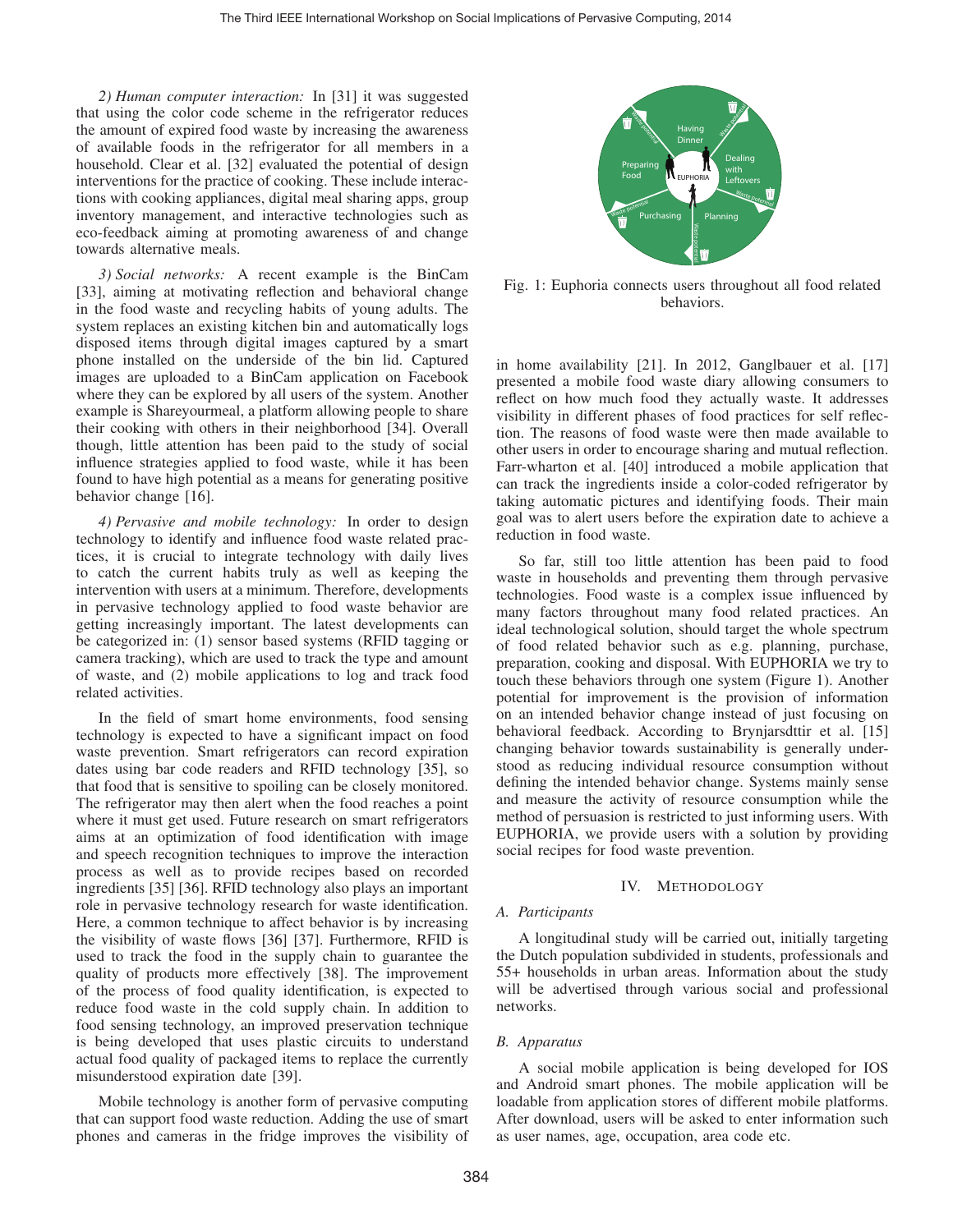*2) Human computer interaction:* In [31] it was suggested that using the color code scheme in the refrigerator reduces the amount of expired food waste by increasing the awareness of available foods in the refrigerator for all members in a household. Clear et al. [32] evaluated the potential of design interventions for the practice of cooking. These include interactions with cooking appliances, digital meal sharing apps, group inventory management, and interactive technologies such as eco-feedback aiming at promoting awareness of and change towards alternative meals.

*3) Social networks:* A recent example is the BinCam [33], aiming at motivating reflection and behavioral change in the food waste and recycling habits of young adults. The system replaces an existing kitchen bin and automatically logs disposed items through digital images captured by a smart phone installed on the underside of the bin lid. Captured images are uploaded to a BinCam application on Facebook where they can be explored by all users of the system. Another example is Shareyourmeal, a platform allowing people to share their cooking with others in their neighborhood [34]. Overall though, little attention has been paid to the study of social influence strategies applied to food waste, while it has been found to have high potential as a means for generating positive behavior change [16].

*4) Pervasive and mobile technology:* In order to design technology to identify and influence food waste related practices, it is crucial to integrate technology with daily lives to catch the current habits truly as well as keeping the intervention with users at a minimum. Therefore, developments in pervasive technology applied to food waste behavior are getting increasingly important. The latest developments can be categorized in: (1) sensor based systems (RFID tagging or camera tracking), which are used to track the type and amount of waste, and (2) mobile applications to log and track food related activities.

In the field of smart home environments, food sensing technology is expected to have a significant impact on food waste prevention. Smart refrigerators can record expiration dates using bar code readers and RFID technology [35], so that food that is sensitive to spoiling can be closely monitored. The refrigerator may then alert when the food reaches a point where it must get used. Future research on smart refrigerators aims at an optimization of food identification with image and speech recognition techniques to improve the interaction process as well as to provide recipes based on recorded ingredients [35] [36]. RFID technology also plays an important role in pervasive technology research for waste identification. Here, a common technique to affect behavior is by increasing the visibility of waste flows [36] [37]. Furthermore, RFID is used to track the food in the supply chain to guarantee the quality of products more effectively [38]. The improvement of the process of food quality identification, is expected to reduce food waste in the cold supply chain. In addition to food sensing technology, an improved preservation technique is being developed that uses plastic circuits to understand actual food quality of packaged items to replace the currently misunderstood expiration date [39].

Mobile technology is another form of pervasive computing that can support food waste reduction. Adding the use of smart phones and cameras in the fridge improves the visibility of in home availability [21]. In 2012, Ganglbauer et al. [17] presented a mobile food waste diary allowing consumers to reflect on how much food they actually waste. It addresses visibility in different phases of food practices for self reflection. The reasons of food waste were then made available to other users in order to encourage sharing and mutual reflection. Farr-wharton et al. [40] introduced a mobile application that can track the ingredients inside a color-coded refrigerator by taking automatic pictures and identifying foods. Their main goal was to alert users before the expiration date to achieve a reduction in food waste.

Fig. 1: Euphoria connects users throughout all food related behaviors.

So far, still too little attention has been paid to food waste in households and preventing them through pervasive technologies. Food waste is a complex issue influenced by many factors throughout many food related practices. An ideal technological solution, should target the whole spectrum of food related behavior such as e.g. planning, purchase, preparation, cooking and disposal. With EUPHORIA we try to touch these behaviors through one system (Figure 1). Another potential for improvement is the provision of information on an intended behavior change instead of just focusing on behavioral feedback. According to Brynjarsdttir et al. [15] changing behavior towards sustainability is generally understood as reducing individual resource consumption without defining the intended behavior change. Systems mainly sense and measure the activity of resource consumption while the method of persuasion is restricted to just informing users. With EUPHORIA, we provide users with a solution by providing social recipes for food waste prevention.

## IV. Methodology

### A. Participants

A longitudinal study will be carried out, initially targeting the Dutch population subdivided in students, professionals and 55+ households in urban areas. Information about the study will be advertised through various social and professional networks.

### B. Apparatus

A social mobile application is being developed for IOS and Android smart phones. The mobile application will be loadable from application stores of different mobile platforms. After download, users will be asked to enter information such as user names, age, occupation, area code etc.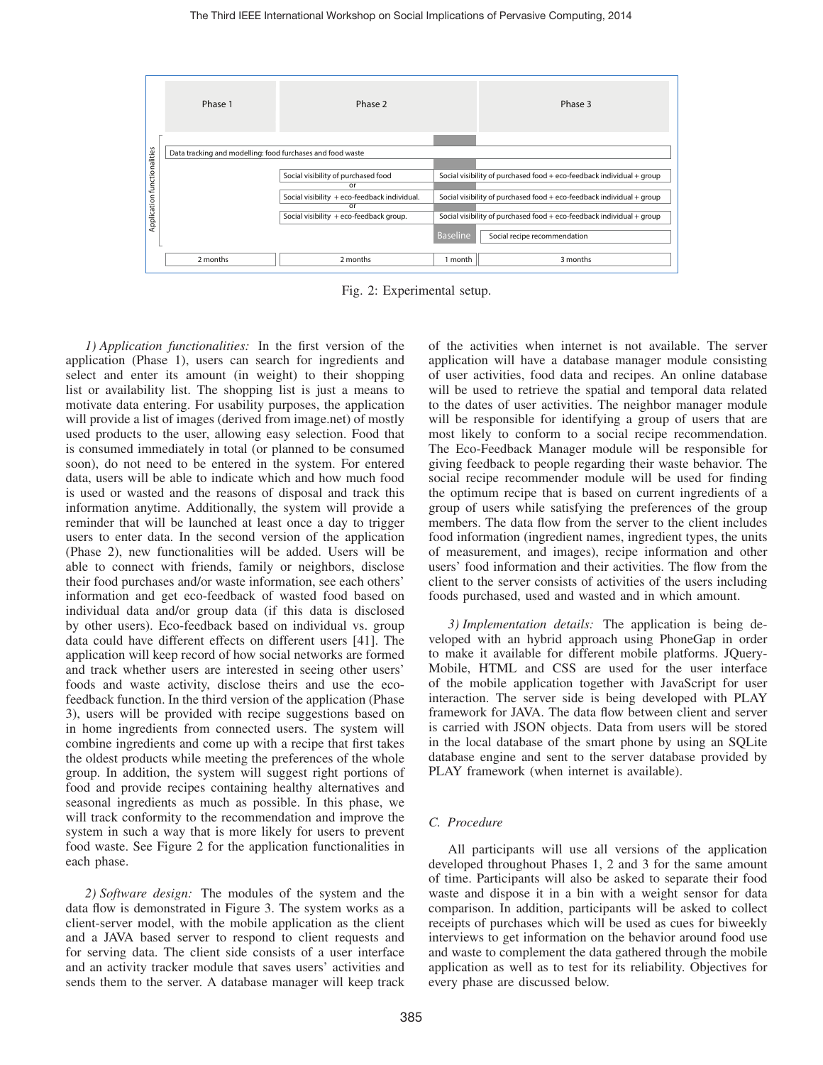| Application functionalities | Phase 1 | Phase 2 | | Phase 3 |
|---|---|---|---|---|
| | Data tracking and modelling: food furchases and food waste | | | |
| | | Social visibility of purchased food | Social visibility of purchased food + eco-feedback individual + group | |
| | | or | | |
| | | Social visibility + eco-feedback individual. | Social visibility of purchased food + eco-feedback individual + group | |
| | | or | | |
| | | Social visibility + eco-feedback group. | Social visibility of purchased food + eco-feedback individual + group | |
| | | | Baseline | Social recipe recommendation |
| | 2 months | 2 months | 1 month | 3 months |

Fig. 2: Experimental setup.

*1) Application functionalities:* In the first version of the application (Phase 1), users can search for ingredients and select and enter its amount (in weight) to their shopping list or availability list. The shopping list is just a means to motivate data entering. For usability purposes, the application will provide a list of images (derived from image.net) of mostly used products to the user, allowing easy selection. Food that is consumed immediately in total (or planned to be consumed soon), do not need to be entered in the system. For entered data, users will be able to indicate which and how much food is used or wasted and the reasons of disposal and track this information anytime. Additionally, the system will provide a reminder that will be launched at least once a day to trigger users to enter data. In the second version of the application (Phase 2), new functionalities will be added. Users will be able to connect with friends, family or neighbors, disclose their food purchases and/or waste information, see each others' information and get eco-feedback of wasted food based on individual data and/or group data (if this data is disclosed by other users). Eco-feedback based on individual vs. group data could have different effects on different users [41]. The application will keep record of how social networks are formed and track whether users are interested in seeing other users' foods and waste activity, disclose theirs and use the eco-feedback function. In the third version of the application (Phase 3), users will be provided with recipe suggestions based on in home ingredients from connected users. The system will combine ingredients and come up with a recipe that first takes the oldest products while meeting the preferences of the whole group. In addition, the system will suggest right portions of food and provide recipes containing healthy alternatives and seasonal ingredients as much as possible. In this phase, we will track conformity to the recommendation and improve the system in such a way that is more likely for users to prevent food waste. See Figure 2 for the application functionalities in each phase.

*2) Software design:* The modules of the system and the data flow is demonstrated in Figure 3. The system works as a client-server model, with the mobile application as the client and a JAVA based server to respond to client requests and for serving data. The client side consists of a user interface and an activity tracker module that saves users' activities and sends them to the server. A database manager will keep track of the activities when internet is not available. The server application will have a database manager module consisting of user activities, food data and recipes. An online database will be used to retrieve the spatial and temporal data related to the dates of user activities. The neighbor manager module will be responsible for identifying a group of users that are most likely to conform to a social recipe recommendation. The Eco-Feedback Manager module will be responsible for giving feedback to people regarding their waste behavior. The social recipe recommender module will be used for finding the optimum recipe that is based on current ingredients of a group of users while satisfying the preferences of the group members. The data flow from the server to the client includes food information (ingredient names, ingredient types, the units of measurement, and images), recipe information and other users' food information and their activities. The flow from the client to the server consists of activities of the users including foods purchased, used and wasted and in which amount.

*3) Implementation details:* The application is being developed with an hybrid approach using PhoneGap in order to make it available for different mobile platforms. JQuery-Mobile, HTML and CSS are used for the user interface of the mobile application together with JavaScript for user interaction. The server side is being developed with PLAY framework for JAVA. The data flow between client and server is carried with JSON objects. Data from users will be stored in the local database of the smart phone by using an SQLite database engine and sent to the server database provided by PLAY framework (when internet is available).

### C. Procedure

All participants will use all versions of the application developed throughout Phases 1, 2 and 3 for the same amount of time. Participants will also be asked to separate their food waste and dispose it in a bin with a weight sensor for data comparison. In addition, participants will be asked to collect receipts of purchases which will be used as cues for biweekly interviews to get information on the behavior around food use and waste to complement the data gathered through the mobile application as well as to test for its reliability. Objectives for every phase are discussed below.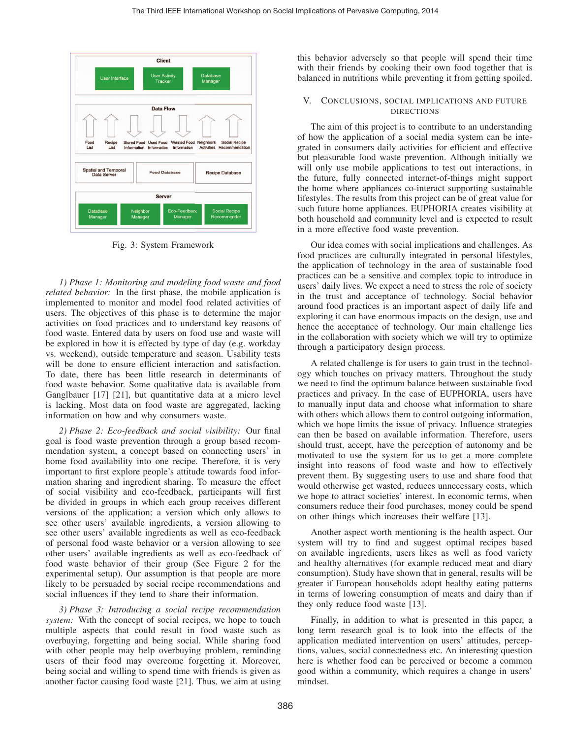Fig. 3: System Framework

*1) Phase 1: Monitoring and modeling food waste and food related behavior:* In the first phase, the mobile application is implemented to monitor and model food related activities of users. The objectives of this phase is to determine the major activities on food practices and to understand key reasons of food waste. Entered data by users on food use and waste will be explored in how it is effected by type of day (e.g. workday vs. weekend), outside temperature and season. Usability tests will be done to ensure efficient interaction and satisfaction. To date, there has been little research in determinants of food waste behavior. Some qualitative data is available from Ganglbauer [17] [21], but quantitative data at a micro level is lacking. Most data on food waste are aggregated, lacking information on how and why consumers waste.

*2) Phase 2: Eco-feedback and social visibility:* Our final goal is food waste prevention through a group based recommendation system, a concept based on connecting users' in home food availability into one recipe. Therefore, it is very important to first explore people's attitude towards food information sharing and ingredient sharing. To measure the effect of social visibility and eco-feedback, participants will first be divided in groups in which each group receives different versions of the application; a version which only allows to see other users' available ingredients, a version allowing to see other users' available ingredients as well as eco-feedback of personal food waste behavior or a version allowing to see other users' available ingredients as well as eco-feedback of food waste behavior of their group (See Figure 2 for the experimental setup). Our assumption is that people are more likely to be persuaded by social recipe recommendations and social influences if they tend to share their information.

*3) Phase 3: Introducing a social recipe recommendation system:* With the concept of social recipes, we hope to touch multiple aspects that could result in food waste such as overbuying, forgetting and being social. While sharing food with other people may help overbuying problem, reminding users of their food may overcome forgetting it. Moreover, being social and willing to spend time with friends is given as another factor causing food waste [21]. Thus, we aim at using this behavior adversely so that people will spend their time with their friends by cooking their own food together that is balanced in nutritions while preventing it from getting spoiled.

## V. Conclusions, Social Implications and Future Directions

The aim of this project is to contribute to an understanding of how the application of a social media system can be integrated in consumers daily activities for efficient and effective but pleasurable food waste prevention. Although initially we will only use mobile applications to test out interactions, in the future, fully connected internet-of-things might support the home where appliances co-interact supporting sustainable lifestyles. The results from this project can be of great value for such future home appliances. EUPHORIA creates visibility at both household and community level and is expected to result in a more effective food waste prevention.

Our idea comes with social implications and challenges. As food practices are culturally integrated in personal lifestyles, the application of technology in the area of sustainable food practices can be a sensitive and complex topic to introduce in users' daily lives. We expect a need to stress the role of society in the trust and acceptance of technology. Social behavior around food practices is an important aspect of daily life and exploring it can have enormous impacts on the design, use and hence the acceptance of technology. Our main challenge lies in the collaboration with society which we will try to optimize through a participatory design process.

A related challenge is for users to gain trust in the technology which touches on privacy matters. Throughout the study we need to find the optimum balance between sustainable food practices and privacy. In the case of EUPHORIA, users have to manually input data and choose what information to share with others which allows them to control outgoing information, which we hope limits the issue of privacy. Influence strategies can then be based on available information. Therefore, users should trust, accept, have the perception of autonomy and be motivated to use the system for us to get a more complete insight into reasons of food waste and how to effectively prevent them. By suggesting users to use and share food that would otherwise get wasted, reduces unnecessary costs, which we hope to attract societies' interest. In economic terms, when consumers reduce their food purchases, money could be spend on other things which increases their welfare [13].

Another aspect worth mentioning is the health aspect. Our system will try to find and suggest optimal recipes based on available ingredients, users likes as well as food variety and healthy alternatives (for example reduced meat and diary consumption). Study have shown that in general, results will be greater if European households adopt healthy eating patterns in terms of lowering consumption of meats and dairy than if they only reduce food waste [13].

Finally, in addition to what is presented in this paper, a long term research goal is to look into the effects of the application mediated intervention on users' attitudes, perceptions, values, social connectedness etc. An interesting question here is whether food can be perceived or become a common good within a community, which requires a change in users' mindset.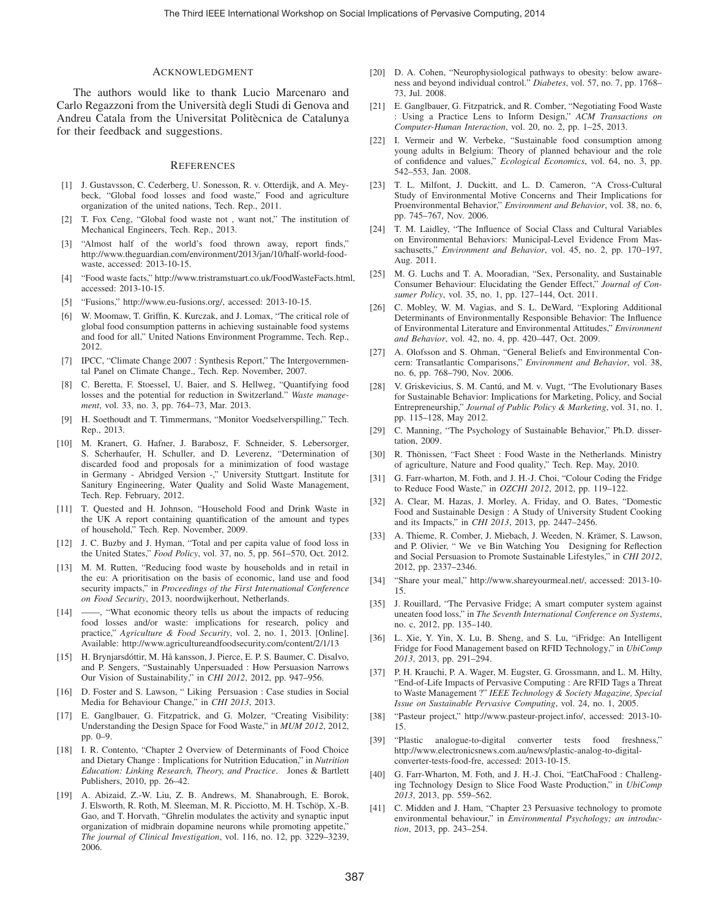## Acknowledgment

The authors would like to thank Lucio Marcenaro and Carlo Regazzoni from the Università degli Studi di Genova and Andreu Catala from the Universitat Politècnica de Catalunya for their feedback and suggestions.

## References

[1] J. Gustavsson, C. Cederberg, U. Sonesson, R. v. Otterdijk, and A. Meybeck, "Global food losses and food waste," Food and agriculture organization of the united nations, Tech. Rep., 2011.

[2] T. Fox Ceng, "Global food waste not , want not," The institution of Mechanical Engineers, Tech. Rep., 2013.

[3] "Almost half of the world's food thrown away, report finds," http://www.theguardian.com/environment/2013/jan/10/half-world-food-waste, accessed: 2013-10-15.

[4] "Food waste facts," http://www.tristramstuart.co.uk/FoodWasteFacts.html, accessed: 2013-10-15.

[5] "Fusions," http://www.eu-fusions.org/, accessed: 2013-10-15.

[6] W. Moomaw, T. Griffin, K. Kurczak, and J. Lomax, "The critical role of global food consumption patterns in achieving sustainable food systems and food for all," United Nations Environment Programme, Tech. Rep., 2012.

[7] IPCC, "Climate Change 2007 : Synthesis Report," The Intergovernmental Panel on Climate Change., Tech. Rep. November, 2007.

[8] C. Beretta, F. Stoessel, U. Baier, and S. Hellweg, "Quantifying food losses and the potential for reduction in Switzerland." *Waste management*, vol. 33, no. 3, pp. 764–73, Mar. 2013.

[9] H. Soethoudt and T. Timmermans, "Monitor Voedselverspilling," Tech. Rep., 2013.

[10] M. Kranert, G. Hafner, J. Barabosz, F. Schneider, S. Lebersorger, S. Scherhaufer, H. Schuller, and D. Leverenz, "Determination of discarded food and proposals for a minimization of food wastage in Germany - Abridged Version -," University Stuttgart. Institute for Sanitury Engineering, Water Quality and Solid Waste Management, Tech. Rep. February, 2012.

[11] T. Quested and H. Johnson, "Household Food and Drink Waste in the UK A report containing quantification of the amount and types of household," Tech. Rep. November, 2009.

[12] J. C. Buzby and J. Hyman, "Total and per capita value of food loss in the United States," *Food Policy*, vol. 37, no. 5, pp. 561–570, Oct. 2012.

[13] M. M. Rutten, "Reducing food waste by households and in retail in the eu: A prioritisation on the basis of economic, land use and food security impacts," in *Proceedings of the First International Conference on Food Security*, 2013, noordwijkerhout, Netherlands.

[14] ——, "What economic theory tells us about the impacts of reducing food losses and/or waste: implications for research, policy and practice," *Agriculture & Food Security*, vol. 2, no. 1, 2013. [Online]. Available: http://www.agricultureandfoodsecurity.com/content/2/1/13

[15] H. Brynjarsdóttir, M. Hå kansson, J. Pierce, E. P. S. Baumer, C. Disalvo, and P. Sengers, "Sustainably Unpersuaded : How Persuasion Narrows Our Vision of Sustainability," in *CHI 2012*, 2012, pp. 947–956.

[16] D. Foster and S. Lawson, " Liking Persuasion : Case studies in Social Media for Behaviour Change," in *CHI 2013*, 2013.

[17] E. Ganglbauer, G. Fitzpatrick, and G. Molzer, "Creating Visibility: Understanding the Design Space for Food Waste," in *MUM 2012*, 2012, pp. 0–9.

[18] I. R. Contento, "Chapter 2 Overview of Determinants of Food Choice and Dietary Change : Implications for Nutrition Education," in *Nutrition Education: Linking Research, Theory, and Practice*. Jones & Bartlett Publishers, 2010, pp. 26–42.

[19] A. Abizaid, Z.-W. Liu, Z. B. Andrews, M. Shanabrough, E. Borok, J. Elsworth, R. Roth, M. Sleeman, M. R. Picciotto, M. H. Tschöp, X.-B. Gao, and T. Horvath, "Ghrelin modulates the activity and synaptic input organization of midbrain dopamine neurons while promoting appetite," *The journal of Clinical Investigation*, vol. 116, no. 12, pp. 3229–3239, 2006.

[20] D. A. Cohen, "Neurophysiological pathways to obesity: below awareness and beyond individual control." *Diabetes*, vol. 57, no. 7, pp. 1768–73, Jul. 2008.

[21] E. Ganglbauer, G. Fitzpatrick, and R. Comber, "Negotiating Food Waste : Using a Practice Lens to Inform Design," *ACM Transactions on Computer-Human Interaction*, vol. 20, no. 2, pp. 1–25, 2013.

[22] I. Vermeir and W. Verbeke, "Sustainable food consumption among young adults in Belgium: Theory of planned behaviour and the role of confidence and values," *Ecological Economics*, vol. 64, no. 3, pp. 542–553, Jan. 2008.

[23] T. L. Milfont, J. Duckitt, and L. D. Cameron, "A Cross-Cultural Study of Environmental Motive Concerns and Their Implications for Proenvironmental Behavior," *Environment and Behavior*, vol. 38, no. 6, pp. 745–767, Nov. 2006.

[24] T. M. Laidley, "The Influence of Social Class and Cultural Variables on Environmental Behaviors: Municipal-Level Evidence From Massachusetts," *Environment and Behavior*, vol. 45, no. 2, pp. 170–197, Aug. 2011.

[25] M. G. Luchs and T. A. Mooradian, "Sex, Personality, and Sustainable Consumer Behaviour: Elucidating the Gender Effect," *Journal of Consumer Policy*, vol. 35, no. 1, pp. 127–144, Oct. 2011.

[26] C. Mobley, W. M. Vagias, and S. L. DeWard, "Exploring Additional Determinants of Environmentally Responsible Behavior: The Influence of Environmental Literature and Environmental Attitudes," *Environment and Behavior*, vol. 42, no. 4, pp. 420–447, Oct. 2009.

[27] A. Olofsson and S. Ohman, "General Beliefs and Environmental Concern: Transatlantic Comparisons," *Environment and Behavior*, vol. 38, no. 6, pp. 768–790, Nov. 2006.

[28] V. Griskevicius, S. M. Cantú, and M. v. Vugt, "The Evolutionary Bases for Sustainable Behavior: Implications for Marketing, Policy, and Social Entrepreneurship," *Journal of Public Policy & Marketing*, vol. 31, no. 1, pp. 115–128, May 2012.

[29] C. Manning, "The Psychology of Sustainable Behavior," Ph.D. dissertation, 2009.

[30] R. Thönissen, "Fact Sheet : Food Waste in the Netherlands. Ministry of agriculture, Nature and Food quality," Tech. Rep. May, 2010.

[31] G. Farr-wharton, M. Foth, and J. H.-J. Choi, "Colour Coding the Fridge to Reduce Food Waste," in *OZCHI 2012*, 2012, pp. 119–122.

[32] A. Clear, M. Hazas, J. Morley, A. Friday, and O. Bates, "Domestic Food and Sustainable Design : A Study of University Student Cooking and its Impacts," in *CHI 2013*, 2013, pp. 2447–2456.

[33] A. Thieme, R. Comber, J. Miebach, J. Weeden, N. Krämer, S. Lawson, and P. Olivier, " We ve Bin Watching You Designing for Reflection and Social Persuasion to Promote Sustainable Lifestyles," in *CHI 2012*, 2012, pp. 2337–2346.

[34] "Share your meal," http://www.shareyourmeal.net/, accessed: 2013-10-15.

[35] J. Rouillard, "The Pervasive Fridge; A smart computer system against uneaten food loss," in *The Seventh International Conference on Systems*, no. c, 2012, pp. 135–140.

[36] L. Xie, Y. Yin, X. Lu, B. Sheng, and S. Lu, "iFridge: An Intelligent Fridge for Food Management based on RFID Technology," in *UbiComp 2013*, 2013, pp. 291–294.

[37] P. H. Krauchi, P. A. Wager, M. Eugster, G. Grossmann, and L. M. Hilty, "End-of-Life Impacts of Pervasive Computing : Are RFID Tags a Threat to Waste Management ?" *IEEE Technology & Society Magazine, Special Issue on Sustainable Pervasive Computing*, vol. 24, no. 1, 2005.

[38] "Pasteur project," http://www.pasteur-project.info/, accessed: 2013-10-15.

[39] "Plastic analogue-to-digital converter tests food freshness," http://www.electronicsnews.com.au/news/plastic-analog-to-digital-converter-tests-food-fre, accessed: 2013-10-15.

[40] G. Farr-Wharton, M. Foth, and J. H.-J. Choi, "EatChaFood : Challenging Technology Design to Slice Food Waste Production," in *UbiComp 2013*, 2013, pp. 559–562.

[41] C. Midden and J. Ham, "Chapter 23 Persuasive technology to promote environmental behaviour," in *Environmental Psychology; an introduction*, 2013, pp. 243–254.